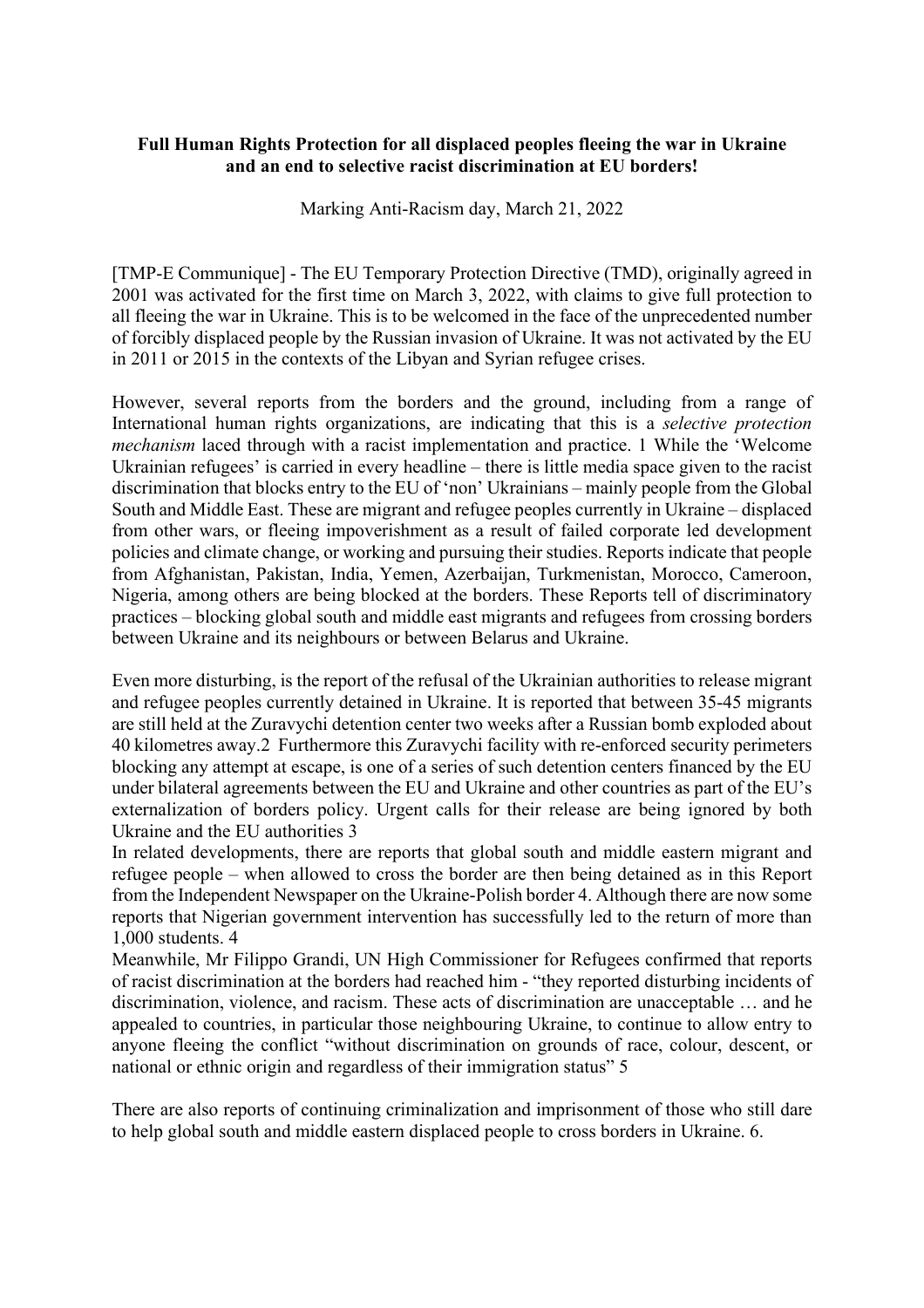**Full Human Rights Protection for all displaced peoples fleeing the war in Ukraine and an end to selective racist discrimination at EU borders!**

Marking Anti-Racism day, March 21, 2022

[TMP-E Communique] - The EU Temporary Protection Directive (TMD), originally agreed in 2001 was activated for the first time on March 3, 2022, with claims to give full protection to all fleeing the war in Ukraine. This is to be welcomed in the face of the unprecedented number of forcibly displaced people by the Russian invasion of Ukraine. It was not activated by the EU in 2011 or 2015 in the contexts of the Libyan and Syrian refugee crises.

However, several reports from the borders and the ground, including from a range of International human rights organizations, are indicating that this is a *selective protection mechanism* laced through with a racist implementation and practice. 1 While the 'Welcome Ukrainian refugees' is carried in every headline – there is little media space given to the racist discrimination that blocks entry to the EU of 'non' Ukrainians – mainly people from the Global South and Middle East. These are migrant and refugee peoples currently in Ukraine – displaced from other wars, or fleeing impoverishment as a result of failed corporate led development policies and climate change, or working and pursuing their studies. Reports indicate that people from Afghanistan, Pakistan, India, Yemen, Azerbaijan, Turkmenistan, Morocco, Cameroon, Nigeria, among others are being blocked at the borders. These Reports tell of discriminatory practices – blocking global south and middle east migrants and refugees from crossing borders between Ukraine and its neighbours or between Belarus and Ukraine.

Even more disturbing, is the report of the refusal of the Ukrainian authorities to release migrant and refugee peoples currently detained in Ukraine. It is reported that between 35-45 migrants are still held at the Zuravychi detention center two weeks after a Russian bomb exploded about 40 kilometres away.2 Furthermore this Zuravychi facility with re-enforced security perimeters blocking any attempt at escape, is one of a series of such detention centers financed by the EU under bilateral agreements between the EU and Ukraine and other countries as part of the EU's externalization of borders policy. Urgent calls for their release are being ignored by both Ukraine and the EU authorities 3

In related developments, there are reports that global south and middle eastern migrant and refugee people – when allowed to cross the border are then being detained as in this Report from the Independent Newspaper on the Ukraine-Polish border 4. Although there are now some reports that Nigerian government intervention has successfully led to the return of more than 1,000 students. 4

Meanwhile, Mr Filippo Grandi, UN High Commissioner for Refugees confirmed that reports of racist discrimination at the borders had reached him - "they reported disturbing incidents of discrimination, violence, and racism. These acts of discrimination are unacceptable … and he appealed to countries, in particular those neighbouring Ukraine, to continue to allow entry to anyone fleeing the conflict "without discrimination on grounds of race, colour, descent, or national or ethnic origin and regardless of their immigration status" 5

There are also reports of continuing criminalization and imprisonment of those who still dare to help global south and middle eastern displaced people to cross borders in Ukraine. 6.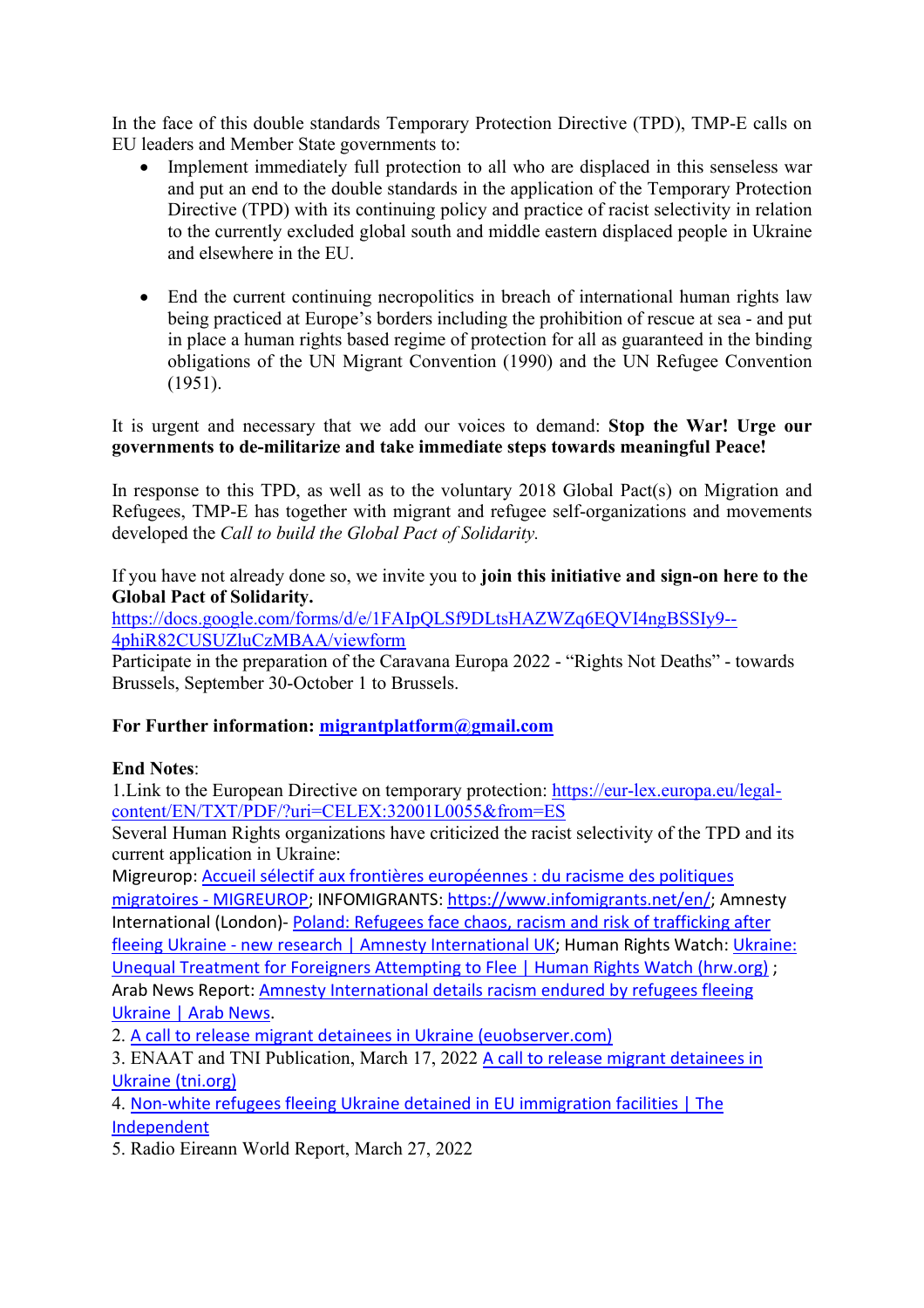In the face of this double standards Temporary Protection Directive (TPD), TMP-E calls on EU leaders and Member State governments to:

- Implement immediately full protection to all who are displaced in this senseless war and put an end to the double standards in the application of the Temporary Protection Directive (TPD) with its continuing policy and practice of racist selectivity in relation to the currently excluded global south and middle eastern displaced people in Ukraine and elsewhere in the EU.

- End the current continuing necropolitics in breach of international human rights law being practiced at Europe's borders including the prohibition of rescue at sea - and put in place a human rights based regime of protection for all as guaranteed in the binding obligations of the UN Migrant Convention (1990) and the UN Refugee Convention (1951).

It is urgent and necessary that we add our voices to demand: **Stop the War! Urge our governments to de-militarize and take immediate steps towards meaningful Peace!**

In response to this TPD, as well as to the voluntary 2018 Global Pact(s) on Migration and Refugees, TMP-E has together with migrant and refugee self-organizations and movements developed the *Call to build the Global Pact of Solidarity.*

If you have not already done so, we invite you to **join this initiative and sign-on here to the Global Pact of Solidarity.**
https://docs.google.com/forms/d/e/1FAIpQLSf9DLtsHAZWZq6EQVI4ngBSSIy9--4phiR82CUSUZluCzMBAA/viewform
Participate in the preparation of the Caravana Europa 2022 - "Rights Not Deaths" - towards Brussels, September 30-October 1 to Brussels.

**For Further information: migrantplatform@gmail.com**

**End Notes**:
1.Link to the European Directive on temporary protection: https://eur-lex.europa.eu/legal-content/EN/TXT/PDF/?uri=CELEX:32001L0055&from=ES
Several Human Rights organizations have criticized the racist selectivity of the TPD and its current application in Ukraine:
Migreurop: Accueil sélectif aux frontières européennes : du racisme des politiques migratoires - MIGREUROP; INFOMIGRANTS: https://www.infomigrants.net/en/; Amnesty International (London)- Poland: Refugees face chaos, racism and risk of trafficking after fleeing Ukraine - new research | Amnesty International UK; Human Rights Watch: Ukraine: Unequal Treatment for Foreigners Attempting to Flee | Human Rights Watch (hrw.org) ; Arab News Report: Amnesty International details racism endured by refugees fleeing Ukraine | Arab News.
2. A call to release migrant detainees in Ukraine (euobserver.com)
3. ENAAT and TNI Publication, March 17, 2022 A call to release migrant detainees in Ukraine (tni.org)
4. Non-white refugees fleeing Ukraine detained in EU immigration facilities | The Independent
5. Radio Eireann World Report, March 27, 2022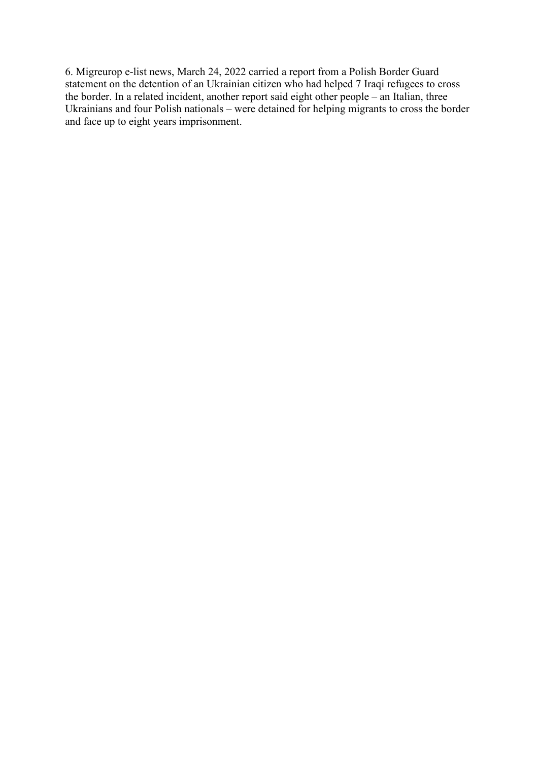6. Migreurop e-list news, March 24, 2022 carried a report from a Polish Border Guard statement on the detention of an Ukrainian citizen who had helped 7 Iraqi refugees to cross the border. In a related incident, another report said eight other people – an Italian, three Ukrainians and four Polish nationals – were detained for helping migrants to cross the border and face up to eight years imprisonment.